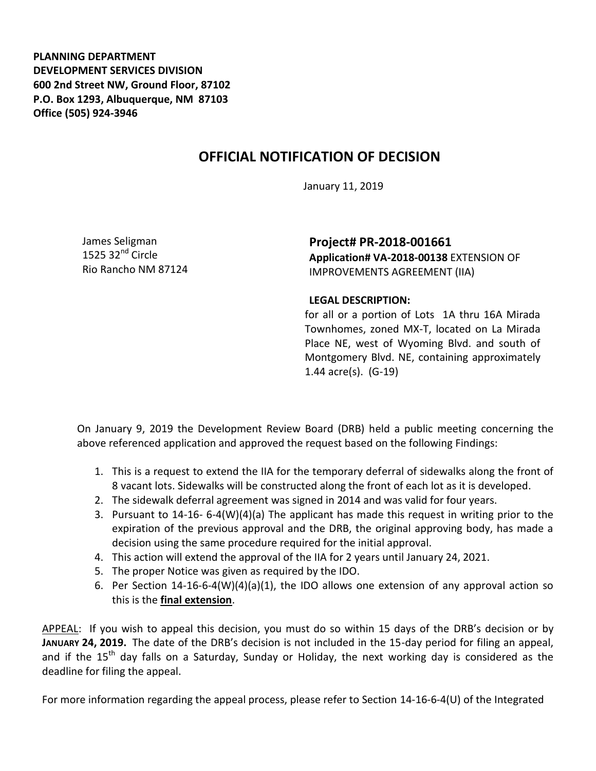**PLANNING DEPARTMENT**
**DEVELOPMENT SERVICES DIVISION**
**600 2nd Street NW, Ground Floor, 87102**
**P.O. Box 1293, Albuquerque, NM 87103**
**Office (505) 924-3946**

# OFFICIAL NOTIFICATION OF DECISION

January 11, 2019

James Seligman
1525 32nd Circle
Rio Rancho NM 87124

**Project# PR-2018-001661**
**Application# VA-2018-00138** EXTENSION OF IMPROVEMENTS AGREEMENT (IIA)

**LEGAL DESCRIPTION:**
for all or a portion of Lots 1A thru 16A Mirada Townhomes, zoned MX-T, located on La Mirada Place NE, west of Wyoming Blvd. and south of Montgomery Blvd. NE, containing approximately 1.44 acre(s). (G-19)

On January 9, 2019 the Development Review Board (DRB) held a public meeting concerning the above referenced application and approved the request based on the following Findings:

1. This is a request to extend the IIA for the temporary deferral of sidewalks along the front of 8 vacant lots. Sidewalks will be constructed along the front of each lot as it is developed.
2. The sidewalk deferral agreement was signed in 2014 and was valid for four years.
3. Pursuant to 14-16- 6-4(W)(4)(a) The applicant has made this request in writing prior to the expiration of the previous approval and the DRB, the original approving body, has made a decision using the same procedure required for the initial approval.
4. This action will extend the approval of the IIA for 2 years until January 24, 2021.
5. The proper Notice was given as required by the IDO.
6. Per Section 14-16-6-4(W)(4)(a)(1), the IDO allows one extension of any approval action so this is the **final extension**.

APPEAL: If you wish to appeal this decision, you must do so within 15 days of the DRB's decision or by **JANUARY 24, 2019.** The date of the DRB's decision is not included in the 15-day period for filing an appeal, and if the 15th day falls on a Saturday, Sunday or Holiday, the next working day is considered as the deadline for filing the appeal.

For more information regarding the appeal process, please refer to Section 14-16-6-4(U) of the Integrated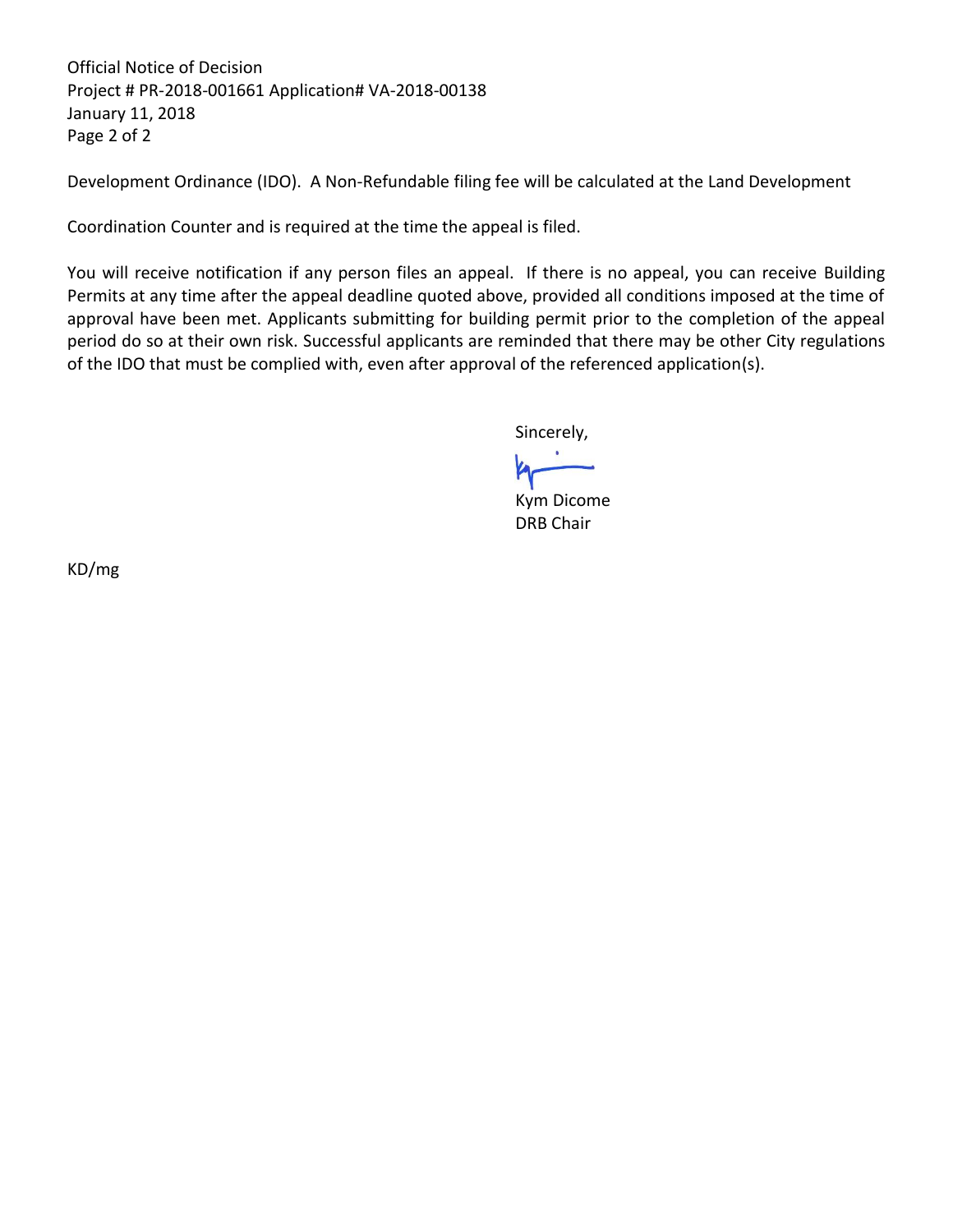Development Ordinance (IDO). A Non-Refundable filing fee will be calculated at the Land Development

Coordination Counter and is required at the time the appeal is filed.

You will receive notification if any person files an appeal. If there is no appeal, you can receive Building Permits at any time after the appeal deadline quoted above, provided all conditions imposed at the time of approval have been met. Applicants submitting for building permit prior to the completion of the appeal period do so at their own risk. Successful applicants are reminded that there may be other City regulations of the IDO that must be complied with, even after approval of the referenced application(s).

Sincerely,

Kym Dicome
DRB Chair

KD/mg